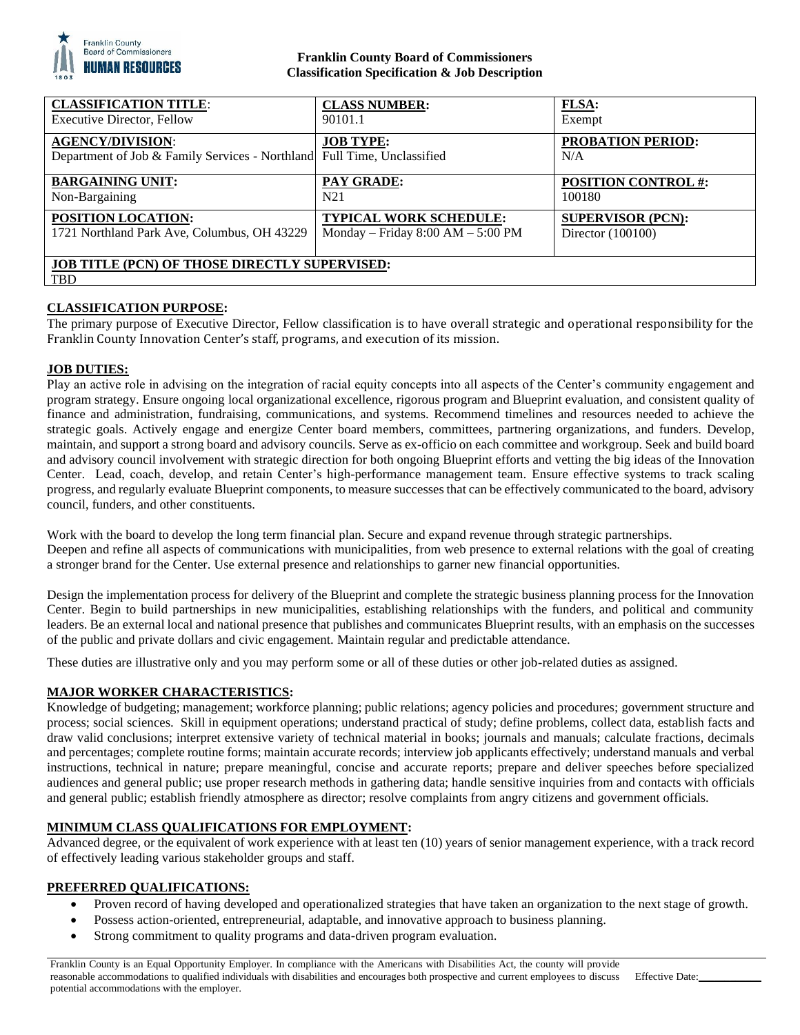**Franklin County Board of Commissioners**
**Classification Specification & Job Description**

| **CLASSIFICATION TITLE**: Executive Director, Fellow | **CLASS NUMBER:** 90101.1 | **FLSA:** Exempt |
|---|---|---|
| **AGENCY/DIVISION**: Department of Job & Family Services - Northland | **JOB TYPE:** Full Time, Unclassified | **PROBATION PERIOD:** N/A |
| **BARGAINING UNIT:** Non-Bargaining | **PAY GRADE:** N21 | **POSITION CONTROL #:** 100180 |
| **POSITION LOCATION:** 1721 Northland Park Ave, Columbus, OH 43229 | **TYPICAL WORK SCHEDULE:** Monday – Friday 8:00 AM – 5:00 PM | **SUPERVISOR (PCN):** Director (100100) |
| **JOB TITLE (PCN) OF THOSE DIRECTLY SUPERVISED:** TBD | | |

## CLASSIFICATION PURPOSE:

The primary purpose of Executive Director, Fellow classification is to have overall strategic and operational responsibility for the Franklin County Innovation Center's staff, programs, and execution of its mission.

## JOB DUTIES:

Play an active role in advising on the integration of racial equity concepts into all aspects of the Center's community engagement and program strategy. Ensure ongoing local organizational excellence, rigorous program and Blueprint evaluation, and consistent quality of finance and administration, fundraising, communications, and systems. Recommend timelines and resources needed to achieve the strategic goals. Actively engage and energize Center board members, committees, partnering organizations, and funders. Develop, maintain, and support a strong board and advisory councils. Serve as ex-officio on each committee and workgroup. Seek and build board and advisory council involvement with strategic direction for both ongoing Blueprint efforts and vetting the big ideas of the Innovation Center. Lead, coach, develop, and retain Center's high-performance management team. Ensure effective systems to track scaling progress, and regularly evaluate Blueprint components, to measure successes that can be effectively communicated to the board, advisory council, funders, and other constituents.

Work with the board to develop the long term financial plan. Secure and expand revenue through strategic partnerships.
Deepen and refine all aspects of communications with municipalities, from web presence to external relations with the goal of creating a stronger brand for the Center. Use external presence and relationships to garner new financial opportunities.

Design the implementation process for delivery of the Blueprint and complete the strategic business planning process for the Innovation Center. Begin to build partnerships in new municipalities, establishing relationships with the funders, and political and community leaders. Be an external local and national presence that publishes and communicates Blueprint results, with an emphasis on the successes of the public and private dollars and civic engagement. Maintain regular and predictable attendance.

These duties are illustrative only and you may perform some or all of these duties or other job-related duties as assigned.

## MAJOR WORKER CHARACTERISTICS:

Knowledge of budgeting; management; workforce planning; public relations; agency policies and procedures; government structure and process; social sciences. Skill in equipment operations; understand practical of study; define problems, collect data, establish facts and draw valid conclusions; interpret extensive variety of technical material in books; journals and manuals; calculate fractions, decimals and percentages; complete routine forms; maintain accurate records; interview job applicants effectively; understand manuals and verbal instructions, technical in nature; prepare meaningful, concise and accurate reports; prepare and deliver speeches before specialized audiences and general public; use proper research methods in gathering data; handle sensitive inquiries from and contacts with officials and general public; establish friendly atmosphere as director; resolve complaints from angry citizens and government officials.

## MINIMUM CLASS QUALIFICATIONS FOR EMPLOYMENT:

Advanced degree, or the equivalent of work experience with at least ten (10) years of senior management experience, with a track record of effectively leading various stakeholder groups and staff.

## PREFERRED QUALIFICATIONS:

- Proven record of having developed and operationalized strategies that have taken an organization to the next stage of growth.
- Possess action-oriented, entrepreneurial, adaptable, and innovative approach to business planning.
- Strong commitment to quality programs and data-driven program evaluation.

Franklin County is an Equal Opportunity Employer. In compliance with the Americans with Disabilities Act, the county will provide reasonable accommodations to qualified individuals with disabilities and encourages both prospective and current employees to discuss potential accommodations with the employer.

Effective Date: ____________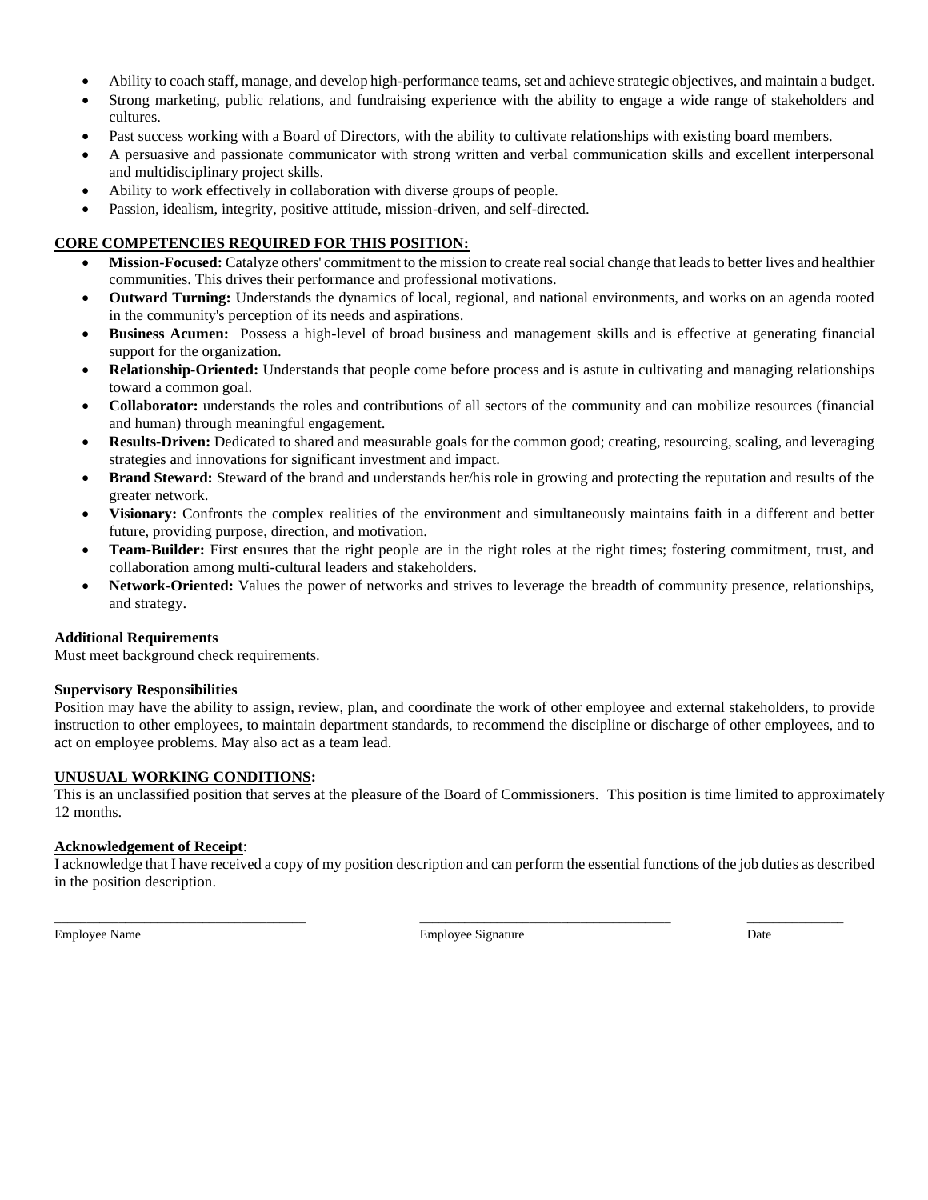- Ability to coach staff, manage, and develop high-performance teams, set and achieve strategic objectives, and maintain a budget.
- Strong marketing, public relations, and fundraising experience with the ability to engage a wide range of stakeholders and cultures.
- Past success working with a Board of Directors, with the ability to cultivate relationships with existing board members.
- A persuasive and passionate communicator with strong written and verbal communication skills and excellent interpersonal and multidisciplinary project skills.
- Ability to work effectively in collaboration with diverse groups of people.
- Passion, idealism, integrity, positive attitude, mission-driven, and self-directed.

**CORE COMPETENCIES REQUIRED FOR THIS POSITION:**

- **Mission-Focused:** Catalyze others' commitment to the mission to create real social change that leads to better lives and healthier communities. This drives their performance and professional motivations.
- **Outward Turning:** Understands the dynamics of local, regional, and national environments, and works on an agenda rooted in the community's perception of its needs and aspirations.
- **Business Acumen:** Possess a high-level of broad business and management skills and is effective at generating financial support for the organization.
- **Relationship-Oriented:** Understands that people come before process and is astute in cultivating and managing relationships toward a common goal.
- **Collaborator:** understands the roles and contributions of all sectors of the community and can mobilize resources (financial and human) through meaningful engagement.
- **Results-Driven:** Dedicated to shared and measurable goals for the common good; creating, resourcing, scaling, and leveraging strategies and innovations for significant investment and impact.
- **Brand Steward:** Steward of the brand and understands her/his role in growing and protecting the reputation and results of the greater network.
- **Visionary:** Confronts the complex realities of the environment and simultaneously maintains faith in a different and better future, providing purpose, direction, and motivation.
- **Team-Builder:** First ensures that the right people are in the right roles at the right times; fostering commitment, trust, and collaboration among multi-cultural leaders and stakeholders.
- **Network-Oriented:** Values the power of networks and strives to leverage the breadth of community presence, relationships, and strategy.

**Additional Requirements**

Must meet background check requirements.

**Supervisory Responsibilities**

Position may have the ability to assign, review, plan, and coordinate the work of other employee and external stakeholders, to provide instruction to other employees, to maintain department standards, to recommend the discipline or discharge of other employees, and to act on employee problems. May also act as a team lead.

**UNUSUAL WORKING CONDITIONS:**

This is an unclassified position that serves at the pleasure of the Board of Commissioners. This position is time limited to approximately 12 months.

**Acknowledgement of Receipt**:

I acknowledge that I have received a copy of my position description and can perform the essential functions of the job duties as described in the position description.

_________________________________ _________________________________ ______________

Employee Name Employee Signature Date